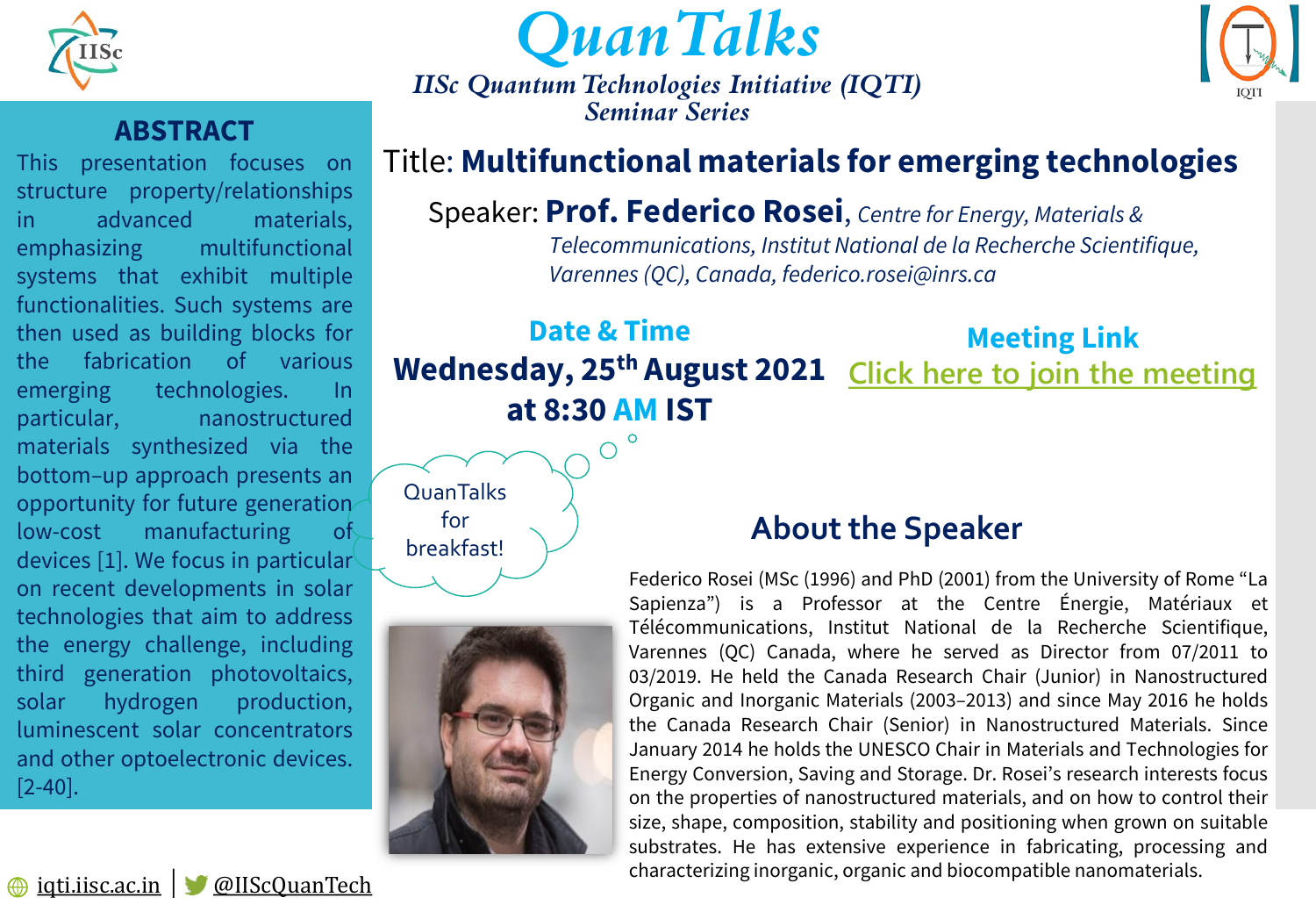# QuanTalks

*IISc Quantum Technologies Initiative (IQTI)*
*Seminar Series*

## ABSTRACT

This presentation focuses on structure property/relationships in advanced materials, emphasizing multifunctional systems that exhibit multiple functionalities. Such systems are then used as building blocks for the fabrication of various emerging technologies. In particular, nanostructured materials synthesized via the bottom–up approach presents an opportunity for future generation low-cost manufacturing of devices [1]. We focus in particular on recent developments in solar technologies that aim to address the energy challenge, including third generation photovoltaics, solar hydrogen production, luminescent solar concentrators and other optoelectronic devices. [2-40].

Title: **Multifunctional materials for emerging technologies**

Speaker: **Prof. Federico Rosei**, *Centre for Energy, Materials & Telecommunications, Institut National de la Recherche Scientifique, Varennes (QC), Canada, federico.rosei@inrs.ca*

**Date & Time**

**Wednesday, 25th August 2021 at 8:30 AM IST**

**Meeting Link**

Click here to join the meeting

QuanTalks for breakfast!

## About the Speaker

Federico Rosei (MSc (1996) and PhD (2001) from the University of Rome "La Sapienza") is a Professor at the Centre Énergie, Matériaux et Télécommunications, Institut National de la Recherche Scientifique, Varennes (QC) Canada, where he served as Director from 07/2011 to 03/2019. He held the Canada Research Chair (Junior) in Nanostructured Organic and Inorganic Materials (2003–2013) and since May 2016 he holds the Canada Research Chair (Senior) in Nanostructured Materials. Since January 2014 he holds the UNESCO Chair in Materials and Technologies for Energy Conversion, Saving and Storage. Dr. Rosei's research interests focus on the properties of nanostructured materials, and on how to control their size, shape, composition, stability and positioning when grown on suitable substrates. He has extensive experience in fabricating, processing and characterizing inorganic, organic and biocompatible nanomaterials.

iqti.iisc.ac.in | @IIScQuanTech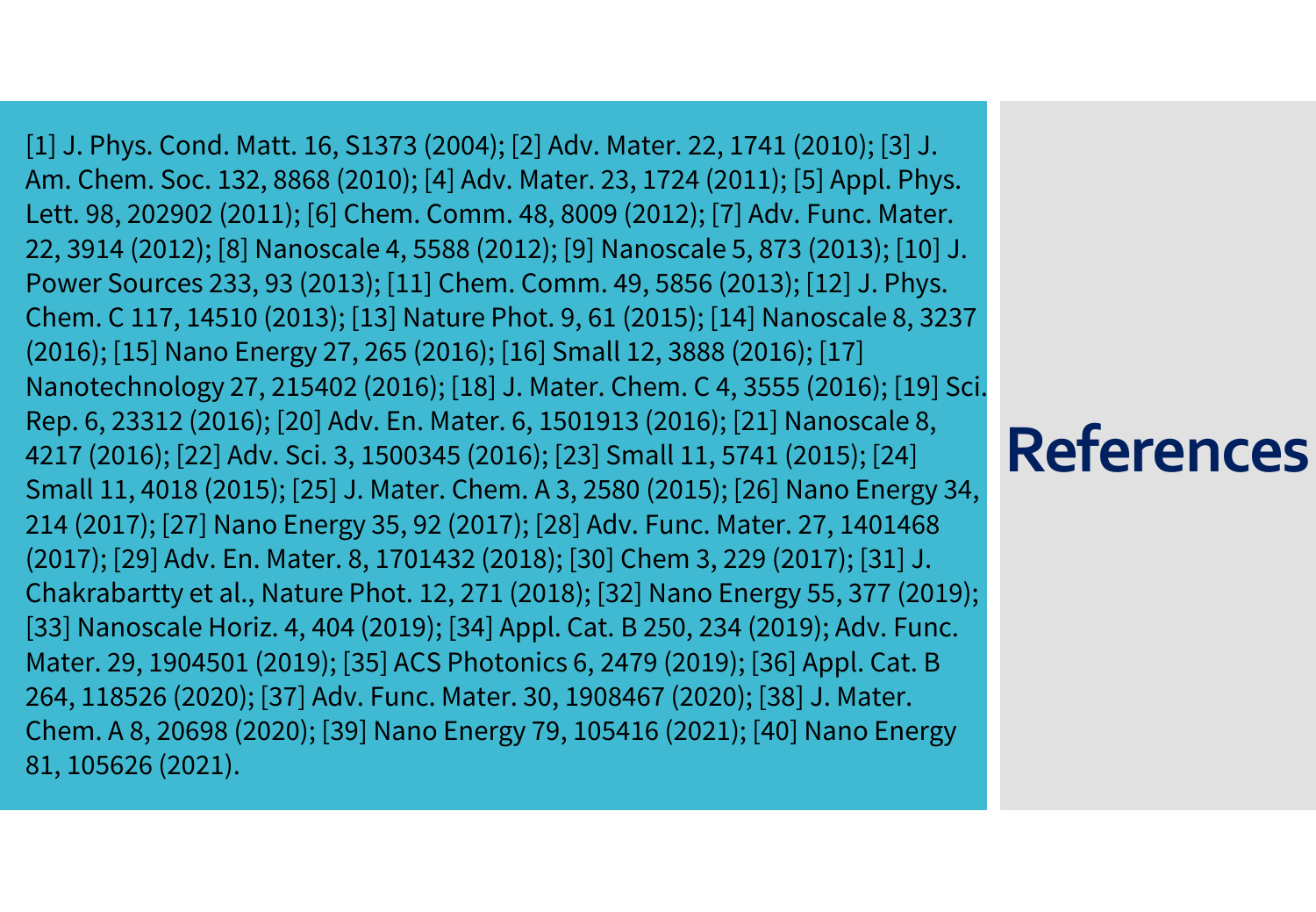# References

[1] J. Phys. Cond. Matt. 16, S1373 (2004); [2] Adv. Mater. 22, 1741 (2010); [3] J. Am. Chem. Soc. 132, 8868 (2010); [4] Adv. Mater. 23, 1724 (2011); [5] Appl. Phys. Lett. 98, 202902 (2011); [6] Chem. Comm. 48, 8009 (2012); [7] Adv. Func. Mater. 22, 3914 (2012); [8] Nanoscale 4, 5588 (2012); [9] Nanoscale 5, 873 (2013); [10] J. Power Sources 233, 93 (2013); [11] Chem. Comm. 49, 5856 (2013); [12] J. Phys. Chem. C 117, 14510 (2013); [13] Nature Phot. 9, 61 (2015); [14] Nanoscale 8, 3237 (2016); [15] Nano Energy 27, 265 (2016); [16] Small 12, 3888 (2016); [17] Nanotechnology 27, 215402 (2016); [18] J. Mater. Chem. C 4, 3555 (2016); [19] Sci. Rep. 6, 23312 (2016); [20] Adv. En. Mater. 6, 1501913 (2016); [21] Nanoscale 8, 4217 (2016); [22] Adv. Sci. 3, 1500345 (2016); [23] Small 11, 5741 (2015); [24] Small 11, 4018 (2015); [25] J. Mater. Chem. A 3, 2580 (2015); [26] Nano Energy 34, 214 (2017); [27] Nano Energy 35, 92 (2017); [28] Adv. Func. Mater. 27, 1401468 (2017); [29] Adv. En. Mater. 8, 1701432 (2018); [30] Chem 3, 229 (2017); [31] J. Chakrabartty et al., Nature Phot. 12, 271 (2018); [32] Nano Energy 55, 377 (2019); [33] Nanoscale Horiz. 4, 404 (2019); [34] Appl. Cat. B 250, 234 (2019); Adv. Func. Mater. 29, 1904501 (2019); [35] ACS Photonics 6, 2479 (2019); [36] Appl. Cat. B 264, 118526 (2020); [37] Adv. Func. Mater. 30, 1908467 (2020); [38] J. Mater. Chem. A 8, 20698 (2020); [39] Nano Energy 79, 105416 (2021); [40] Nano Energy 81, 105626 (2021).